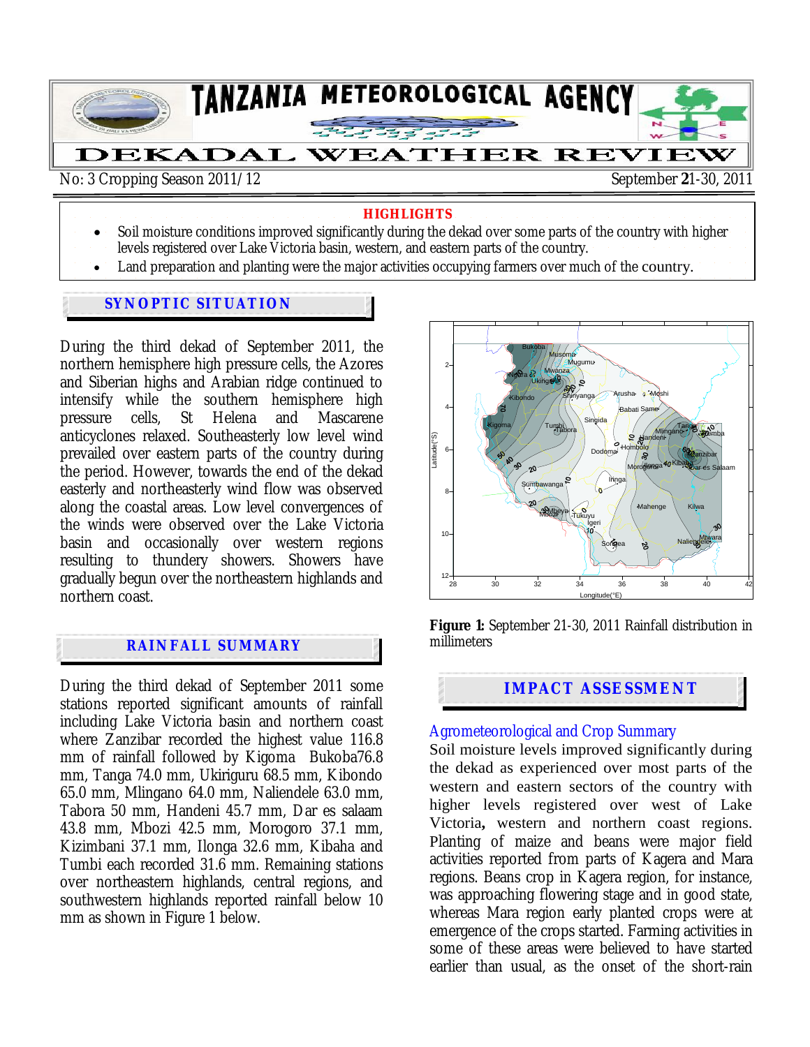# TANZANIA METEOROLOGICAL AGENCY

## DEKADAL WEATHER REVIEW

No: 3 Cropping Season 2011/12 September 21-30, 2011

**HIGHLIGHTS**

- Soil moisture conditions improved significantly during the dekad over some parts of the country with higher levels registered over Lake Victoria basin, western, and eastern parts of the country.
- Land preparation and planting were the major activities occupying farmers over much of the country.

## SYNOPTIC SITUATION

During the third dekad of September 2011, the northern hemisphere high pressure cells, the Azores and Siberian highs and Arabian ridge continued to intensify while the southern hemisphere high pressure cells, St Helena and Mascarene anticyclones relaxed. Southeasterly low level wind prevailed over eastern parts of the country during the period. However, towards the end of the dekad easterly and northeasterly wind flow was observed along the coastal areas. Low level convergences of the winds were observed over the Lake Victoria basin and occasionally over western regions resulting to thundery showers. Showers have gradually begun over the northeastern highlands and northern coast.

## RAINFALL SUMMARY

During the third dekad of September 2011 some stations reported significant amounts of rainfall including Lake Victoria basin and northern coast where Zanzibar recorded the highest value 116.8 mm of rainfall followed by Kigoma Bukoba76.8 mm, Tanga 74.0 mm, Ukiriguru 68.5 mm, Kibondo 65.0 mm, Mlingano 64.0 mm, Naliendele 63.0 mm, Tabora 50 mm, Handeni 45.7 mm, Dar es salaam 43.8 mm, Mbozi 42.5 mm, Morogoro 37.1 mm, Kizimbani 37.1 mm, Ilonga 32.6 mm, Kibaha and Tumbi each recorded 31.6 mm. Remaining stations over northeastern highlands, central regions, and southwestern highlands reported rainfall below 10 mm as shown in Figure 1 below.

**Figure 1:** September 21-30, 2011 Rainfall distribution in millimeters

## IMPACT ASSESSMENT

### Agrometeorological and Crop Summary

Soil moisture levels improved significantly during the dekad as experienced over most parts of the western and eastern sectors of the country with higher levels registered over west of Lake Victoria**,** western and northern coast regions. Planting of maize and beans were major field activities reported from parts of Kagera and Mara regions. Beans crop in Kagera region, for instance, was approaching flowering stage and in good state, whereas Mara region early planted crops were at emergence of the crops started. Farming activities in some of these areas were believed to have started earlier than usual, as the onset of the short-rain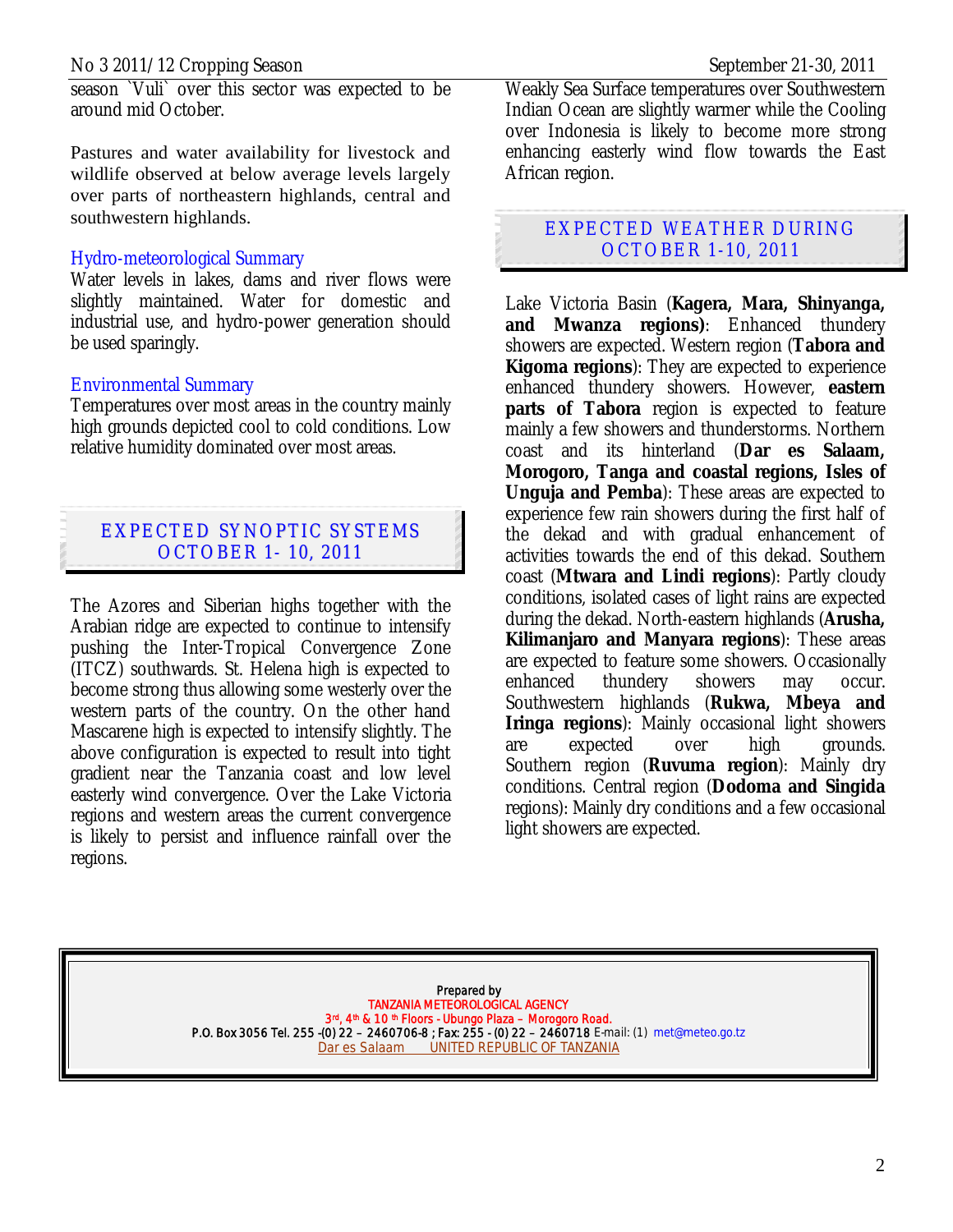season `Vuli` over this sector was expected to be around mid October.

Pastures and water availability for livestock and wildlife observed at below average levels largely over parts of northeastern highlands, central and southwestern highlands.

### Hydro-meteorological Summary

Water levels in lakes, dams and river flows were slightly maintained. Water for domestic and industrial use, and hydro-power generation should be used sparingly.

### Environmental Summary

Temperatures over most areas in the country mainly high grounds depicted cool to cold conditions. Low relative humidity dominated over most areas.

## EXPECTED SYNOPTIC SYSTEMS OCTOBER 1- 10, 2011

The Azores and Siberian highs together with the Arabian ridge are expected to continue to intensify pushing the Inter-Tropical Convergence Zone (ITCZ) southwards. St. Helena high is expected to become strong thus allowing some westerly over the western parts of the country. On the other hand Mascarene high is expected to intensify slightly. The above configuration is expected to result into tight gradient near the Tanzania coast and low level easterly wind convergence. Over the Lake Victoria regions and western areas the current convergence is likely to persist and influence rainfall over the regions.

Weakly Sea Surface temperatures over Southwestern Indian Ocean are slightly warmer while the Cooling over Indonesia is likely to become more strong enhancing easterly wind flow towards the East African region.

## EXPECTED WEATHER DURING OCTOBER 1-10, 2011

Lake Victoria Basin (**Kagera, Mara, Shinyanga, and Mwanza regions)**: Enhanced thundery showers are expected. Western region (**Tabora and Kigoma regions**): They are expected to experience enhanced thundery showers. However, **eastern parts of Tabora** region is expected to feature mainly a few showers and thunderstorms. Northern coast and its hinterland (**Dar es Salaam, Morogoro, Tanga and coastal regions, Isles of Unguja and Pemba**): These areas are expected to experience few rain showers during the first half of the dekad and with gradual enhancement of activities towards the end of this dekad. Southern coast (**Mtwara and Lindi regions**): Partly cloudy conditions, isolated cases of light rains are expected during the dekad. North-eastern highlands (**Arusha, Kilimanjaro and Manyara regions**): These areas are expected to feature some showers. Occasionally enhanced thundery showers may occur. Southwestern highlands (**Rukwa, Mbeya and Iringa regions**): Mainly occasional light showers are expected over high grounds. Southern region (**Ruvuma region**): Mainly dry conditions. Central region (**Dodoma and Singida** regions): Mainly dry conditions and a few occasional light showers are expected.

Prepared by
TANZANIA METEOROLOGICAL AGENCY
3rd, 4th & 10th Floors - Ubungo Plaza – Morogoro Road.
P.O. Box 3056 Tel. 255 -(0) 22 – 2460706-8 ; Fax: 255 - (0) 22 – 2460718 E-mail: (1) met@meteo.go.tz
Dar es Salaam UNITED REPUBLIC OF TANZANIA